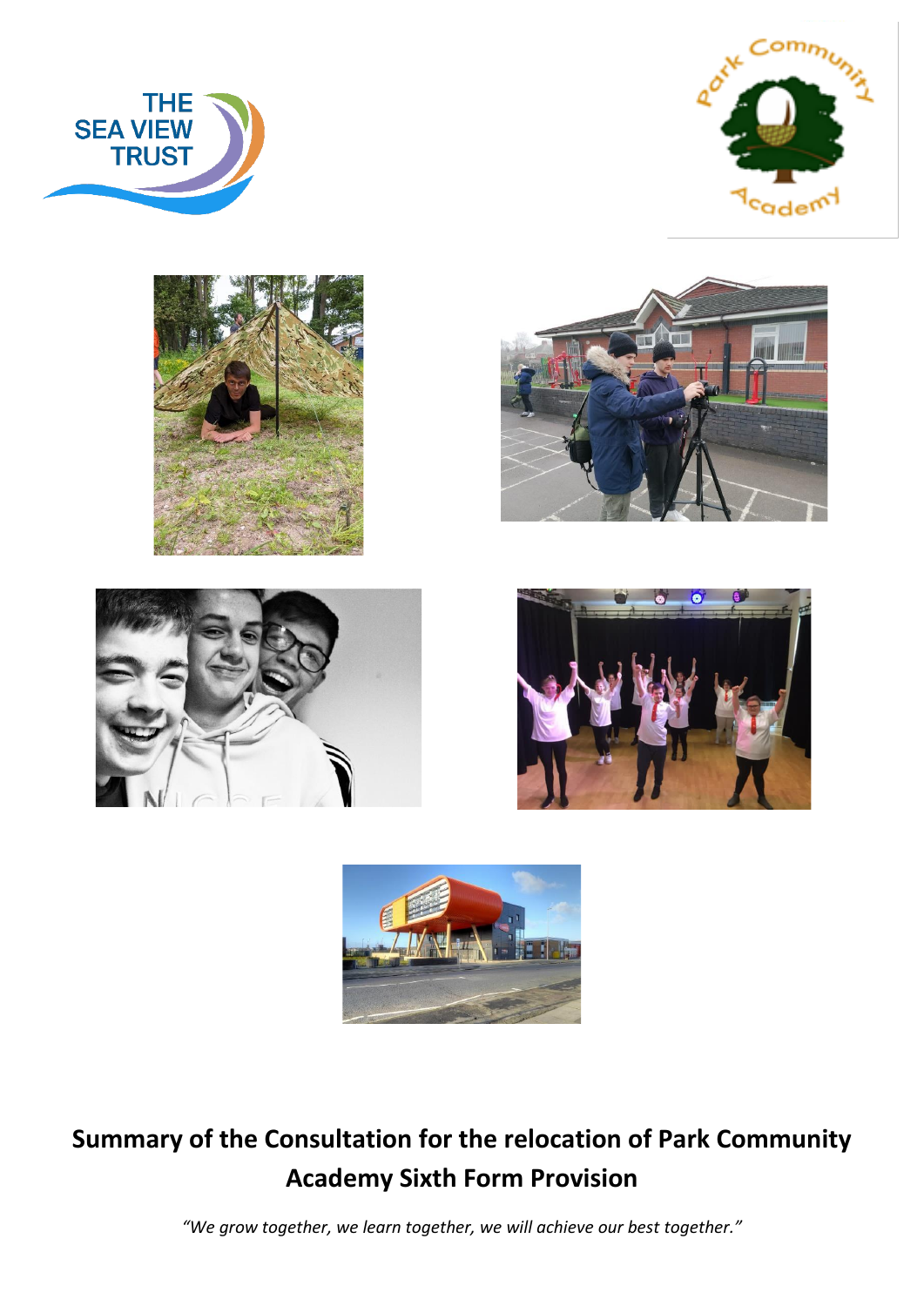# Summary of the Consultation for the relocation of Park Community Academy Sixth Form Provision

*"We grow together, we learn together, we will achieve our best together."*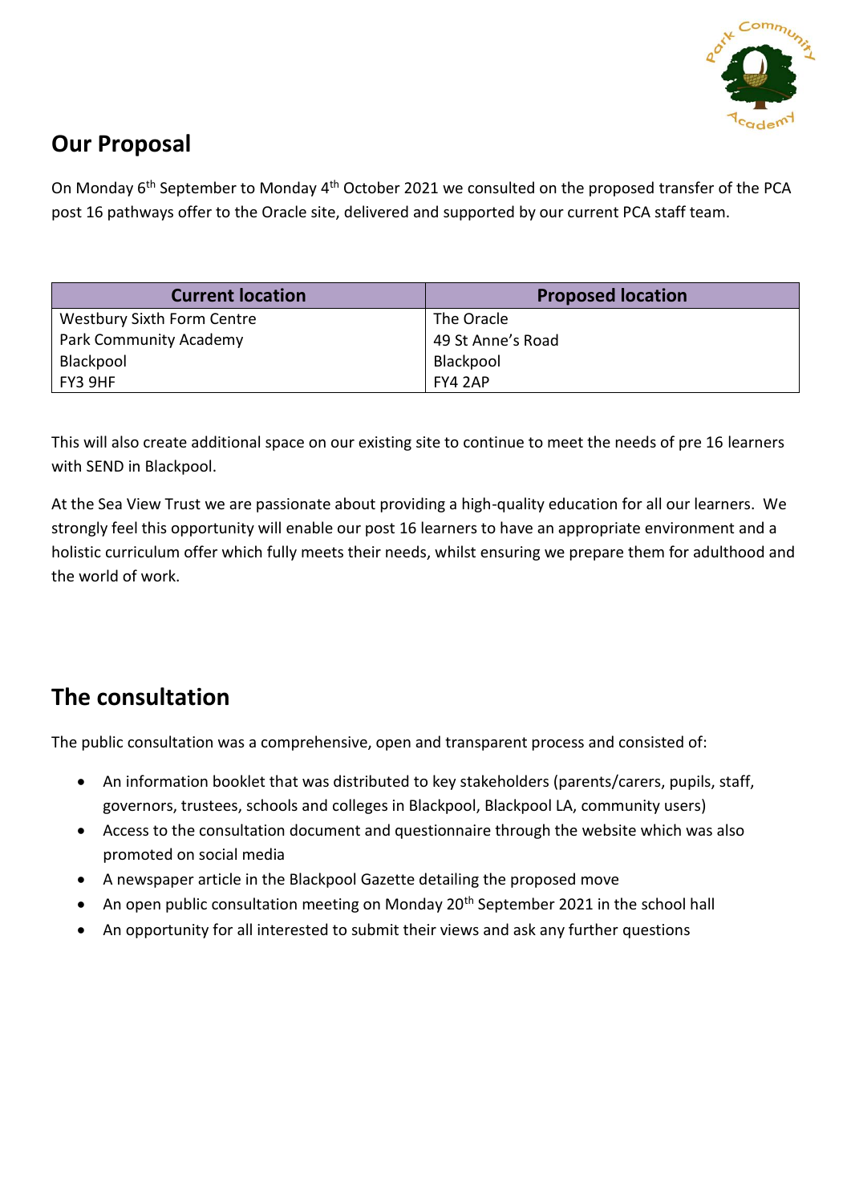## Our Proposal

On Monday 6th September to Monday 4th October 2021 we consulted on the proposed transfer of the PCA post 16 pathways offer to the Oracle site, delivered and supported by our current PCA staff team.

| Current location | Proposed location |
|---|---|
| Westbury Sixth Form Centre<br>Park Community Academy<br>Blackpool<br>FY3 9HF | The Oracle<br>49 St Anne's Road<br>Blackpool<br>FY4 2AP |

This will also create additional space on our existing site to continue to meet the needs of pre 16 learners with SEND in Blackpool.

At the Sea View Trust we are passionate about providing a high-quality education for all our learners. We strongly feel this opportunity will enable our post 16 learners to have an appropriate environment and a holistic curriculum offer which fully meets their needs, whilst ensuring we prepare them for adulthood and the world of work.

## The consultation

The public consultation was a comprehensive, open and transparent process and consisted of:

- An information booklet that was distributed to key stakeholders (parents/carers, pupils, staff, governors, trustees, schools and colleges in Blackpool, Blackpool LA, community users)
- Access to the consultation document and questionnaire through the website which was also promoted on social media
- A newspaper article in the Blackpool Gazette detailing the proposed move
- An open public consultation meeting on Monday 20th September 2021 in the school hall
- An opportunity for all interested to submit their views and ask any further questions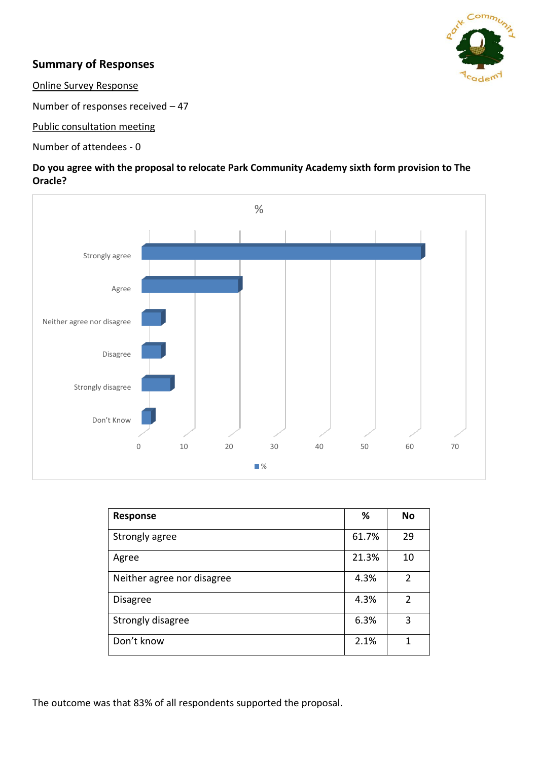## Summary of Responses

Online Survey Response

Number of responses received – 47

Public consultation meeting

Number of attendees - 0

**Do you agree with the proposal to relocate Park Community Academy sixth form provision to The Oracle?**

| Response | % | No |
|---|---|---|
| Strongly agree | 61.7% | 29 |
| Agree | 21.3% | 10 |
| Neither agree nor disagree | 4.3% | 2 |
| Disagree | 4.3% | 2 |
| Strongly disagree | 6.3% | 3 |
| Don't know | 2.1% | 1 |

The outcome was that 83% of all respondents supported the proposal.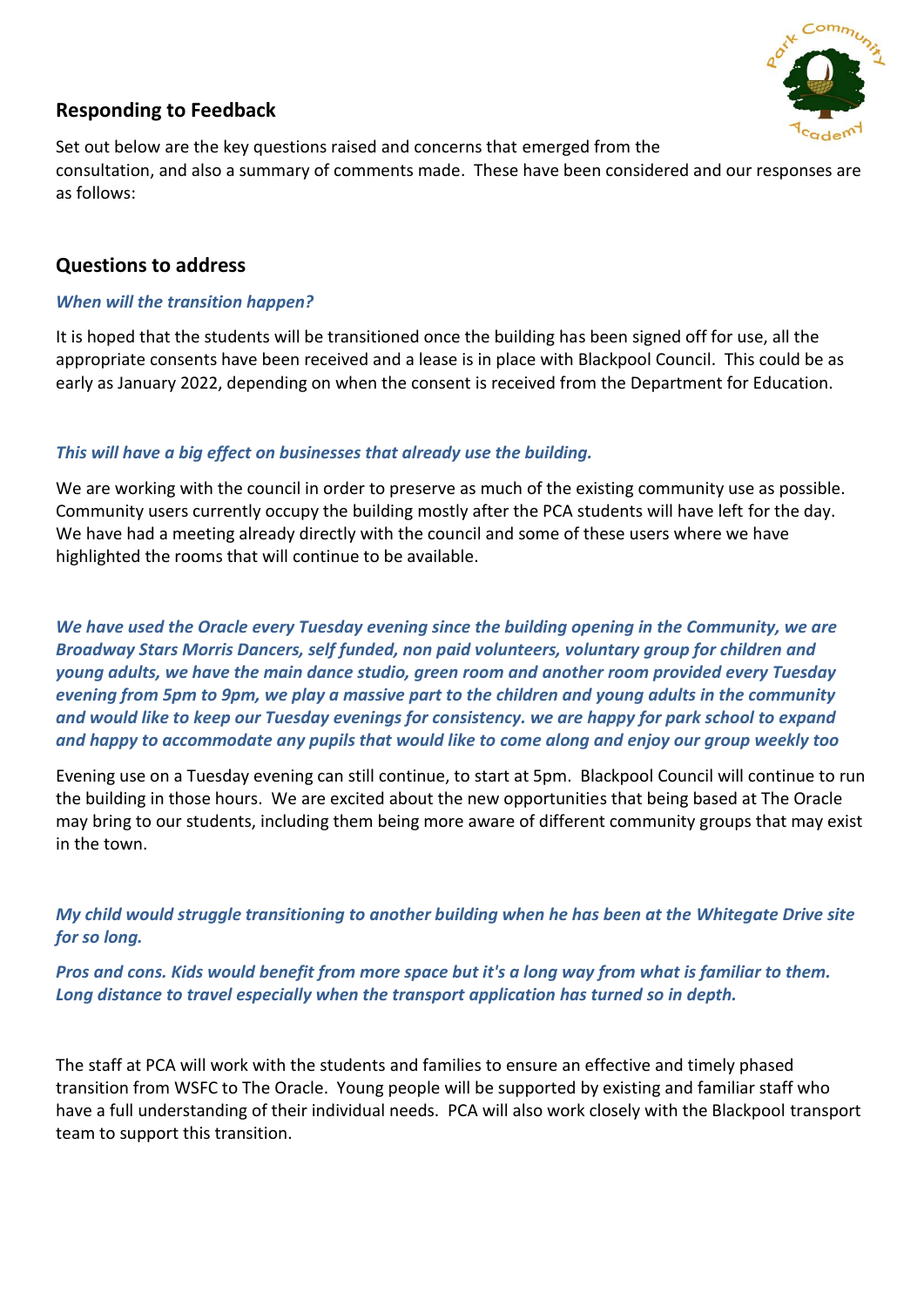## Responding to Feedback

Set out below are the key questions raised and concerns that emerged from the consultation, and also a summary of comments made. These have been considered and our responses are as follows:

## Questions to address

***When will the transition happen?***

It is hoped that the students will be transitioned once the building has been signed off for use, all the appropriate consents have been received and a lease is in place with Blackpool Council. This could be as early as January 2022, depending on when the consent is received from the Department for Education.

***This will have a big effect on businesses that already use the building.***

We are working with the council in order to preserve as much of the existing community use as possible. Community users currently occupy the building mostly after the PCA students will have left for the day. We have had a meeting already directly with the council and some of these users where we have highlighted the rooms that will continue to be available.

***We have used the Oracle every Tuesday evening since the building opening in the Community, we are Broadway Stars Morris Dancers, self funded, non paid volunteers, voluntary group for children and young adults, we have the main dance studio, green room and another room provided every Tuesday evening from 5pm to 9pm, we play a massive part to the children and young adults in the community and would like to keep our Tuesday evenings for consistency. we are happy for park school to expand and happy to accommodate any pupils that would like to come along and enjoy our group weekly too***

Evening use on a Tuesday evening can still continue, to start at 5pm. Blackpool Council will continue to run the building in those hours. We are excited about the new opportunities that being based at The Oracle may bring to our students, including them being more aware of different community groups that may exist in the town.

***My child would struggle transitioning to another building when he has been at the Whitegate Drive site for so long.***

***Pros and cons. Kids would benefit from more space but it's a long way from what is familiar to them. Long distance to travel especially when the transport application has turned so in depth.***

The staff at PCA will work with the students and families to ensure an effective and timely phased transition from WSFC to The Oracle. Young people will be supported by existing and familiar staff who have a full understanding of their individual needs. PCA will also work closely with the Blackpool transport team to support this transition.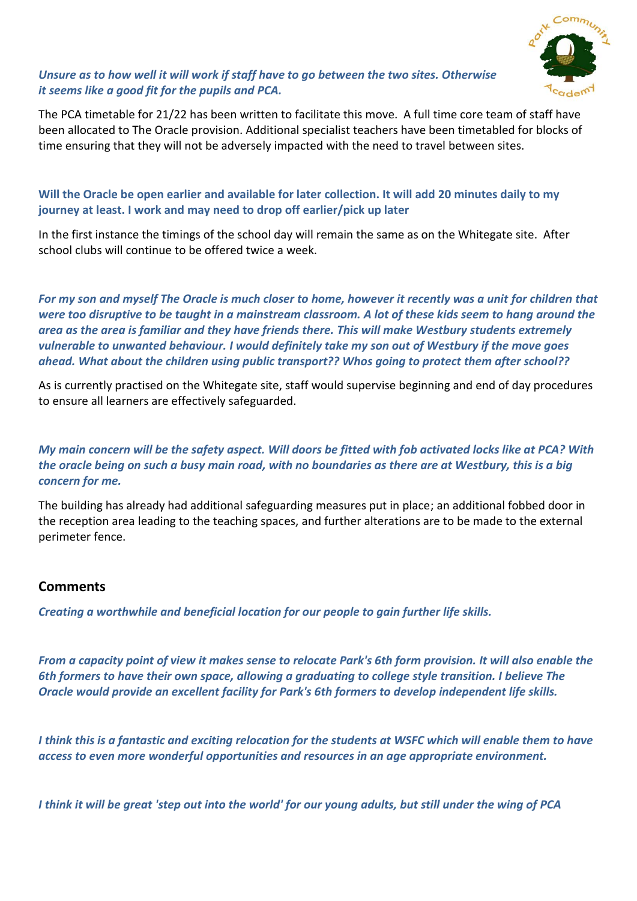***Unsure as to how well it will work if staff have to go between the two sites. Otherwise it seems like a good fit for the pupils and PCA.***

The PCA timetable for 21/22 has been written to facilitate this move. A full time core team of staff have been allocated to The Oracle provision. Additional specialist teachers have been timetabled for blocks of time ensuring that they will not be adversely impacted with the need to travel between sites.

**Will the Oracle be open earlier and available for later collection. It will add 20 minutes daily to my journey at least. I work and may need to drop off earlier/pick up later**

In the first instance the timings of the school day will remain the same as on the Whitegate site. After school clubs will continue to be offered twice a week.

***For my son and myself The Oracle is much closer to home, however it recently was a unit for children that were too disruptive to be taught in a mainstream classroom. A lot of these kids seem to hang around the area as the area is familiar and they have friends there. This will make Westbury students extremely vulnerable to unwanted behaviour. I would definitely take my son out of Westbury if the move goes ahead. What about the children using public transport?? Whos going to protect them after school??***

As is currently practised on the Whitegate site, staff would supervise beginning and end of day procedures to ensure all learners are effectively safeguarded.

***My main concern will be the safety aspect. Will doors be fitted with fob activated locks like at PCA? With the oracle being on such a busy main road, with no boundaries as there are at Westbury, this is a big concern for me.***

The building has already had additional safeguarding measures put in place; an additional fobbed door in the reception area leading to the teaching spaces, and further alterations are to be made to the external perimeter fence.

## Comments

***Creating a worthwhile and beneficial location for our people to gain further life skills.***

***From a capacity point of view it makes sense to relocate Park's 6th form provision. It will also enable the 6th formers to have their own space, allowing a graduating to college style transition. I believe The Oracle would provide an excellent facility for Park's 6th formers to develop independent life skills.***

***I think this is a fantastic and exciting relocation for the students at WSFC which will enable them to have access to even more wonderful opportunities and resources in an age appropriate environment.***

***I think it will be great 'step out into the world' for our young adults, but still under the wing of PCA***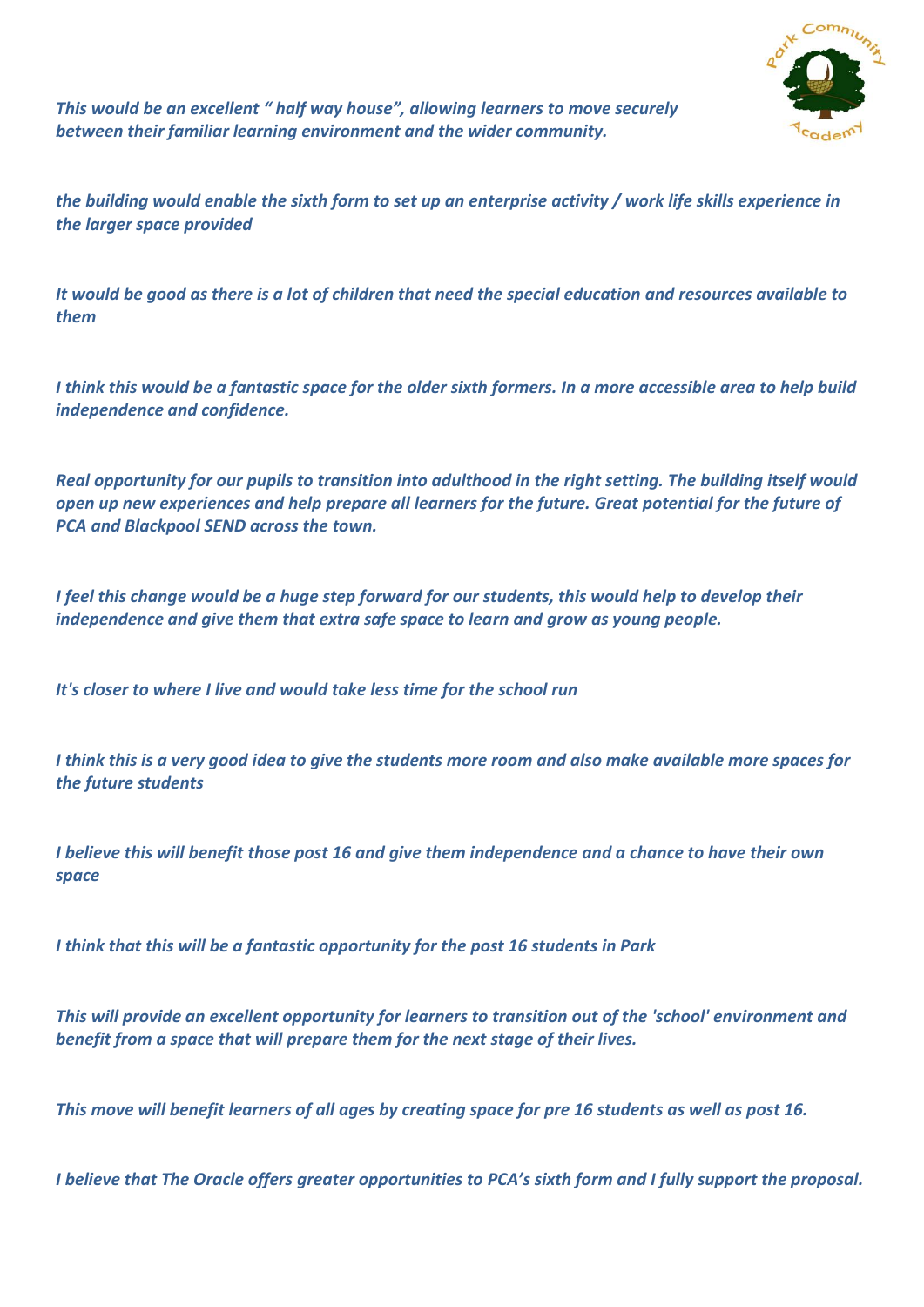*This would be an excellent " half way house", allowing learners to move securely between their familiar learning environment and the wider community.*

*the building would enable the sixth form to set up an enterprise activity / work life skills experience in the larger space provided*

*It would be good as there is a lot of children that need the special education and resources available to them*

*I think this would be a fantastic space for the older sixth formers. In a more accessible area to help build independence and confidence.*

*Real opportunity for our pupils to transition into adulthood in the right setting. The building itself would open up new experiences and help prepare all learners for the future. Great potential for the future of PCA and Blackpool SEND across the town.*

*I feel this change would be a huge step forward for our students, this would help to develop their independence and give them that extra safe space to learn and grow as young people.*

*It's closer to where I live and would take less time for the school run*

*I think this is a very good idea to give the students more room and also make available more spaces for the future students*

*I believe this will benefit those post 16 and give them independence and a chance to have their own space*

*I think that this will be a fantastic opportunity for the post 16 students in Park*

*This will provide an excellent opportunity for learners to transition out of the 'school' environment and benefit from a space that will prepare them for the next stage of their lives.*

*This move will benefit learners of all ages by creating space for pre 16 students as well as post 16.*

*I believe that The Oracle offers greater opportunities to PCA's sixth form and I fully support the proposal.*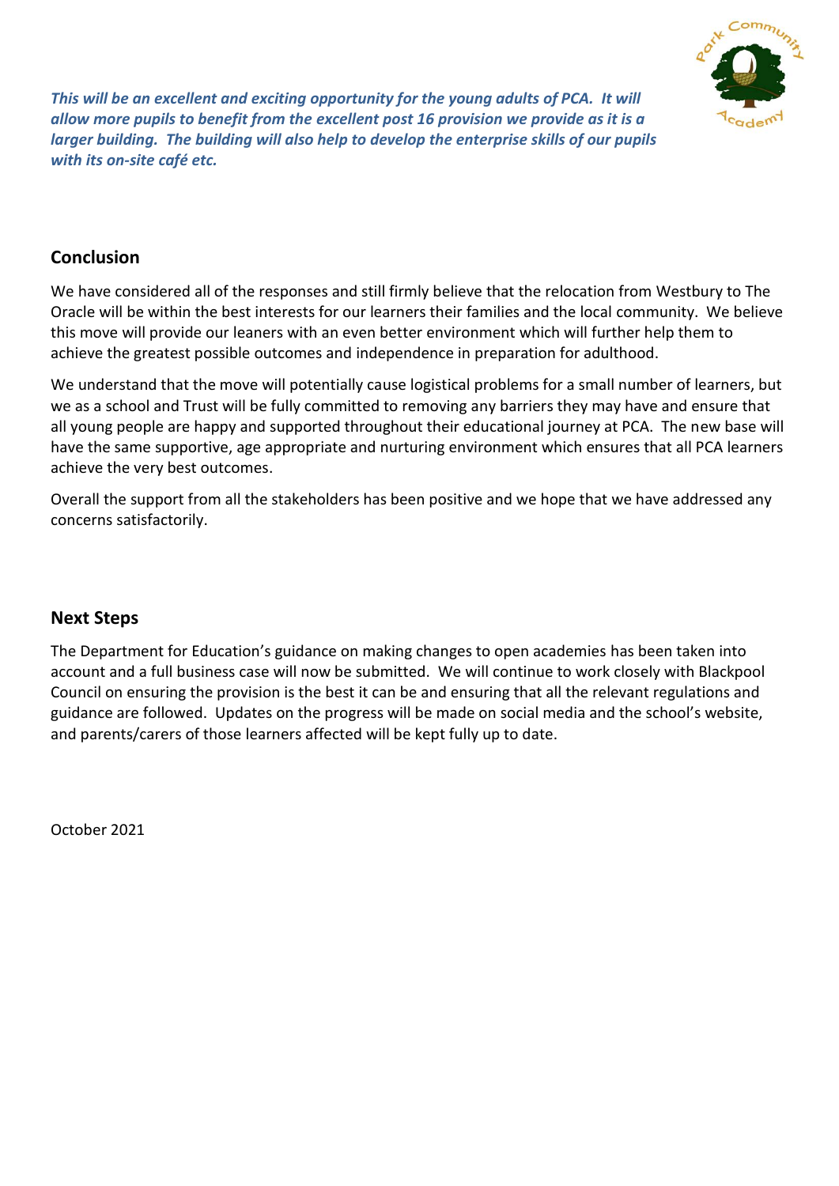***This will be an excellent and exciting opportunity for the young adults of PCA. It will allow more pupils to benefit from the excellent post 16 provision we provide as it is a larger building. The building will also help to develop the enterprise skills of our pupils with its on-site café etc.***

## Conclusion

We have considered all of the responses and still firmly believe that the relocation from Westbury to The Oracle will be within the best interests for our learners their families and the local community. We believe this move will provide our leaners with an even better environment which will further help them to achieve the greatest possible outcomes and independence in preparation for adulthood.

We understand that the move will potentially cause logistical problems for a small number of learners, but we as a school and Trust will be fully committed to removing any barriers they may have and ensure that all young people are happy and supported throughout their educational journey at PCA. The new base will have the same supportive, age appropriate and nurturing environment which ensures that all PCA learners achieve the very best outcomes.

Overall the support from all the stakeholders has been positive and we hope that we have addressed any concerns satisfactorily.

## Next Steps

The Department for Education's guidance on making changes to open academies has been taken into account and a full business case will now be submitted. We will continue to work closely with Blackpool Council on ensuring the provision is the best it can be and ensuring that all the relevant regulations and guidance are followed. Updates on the progress will be made on social media and the school's website, and parents/carers of those learners affected will be kept fully up to date.

October 2021